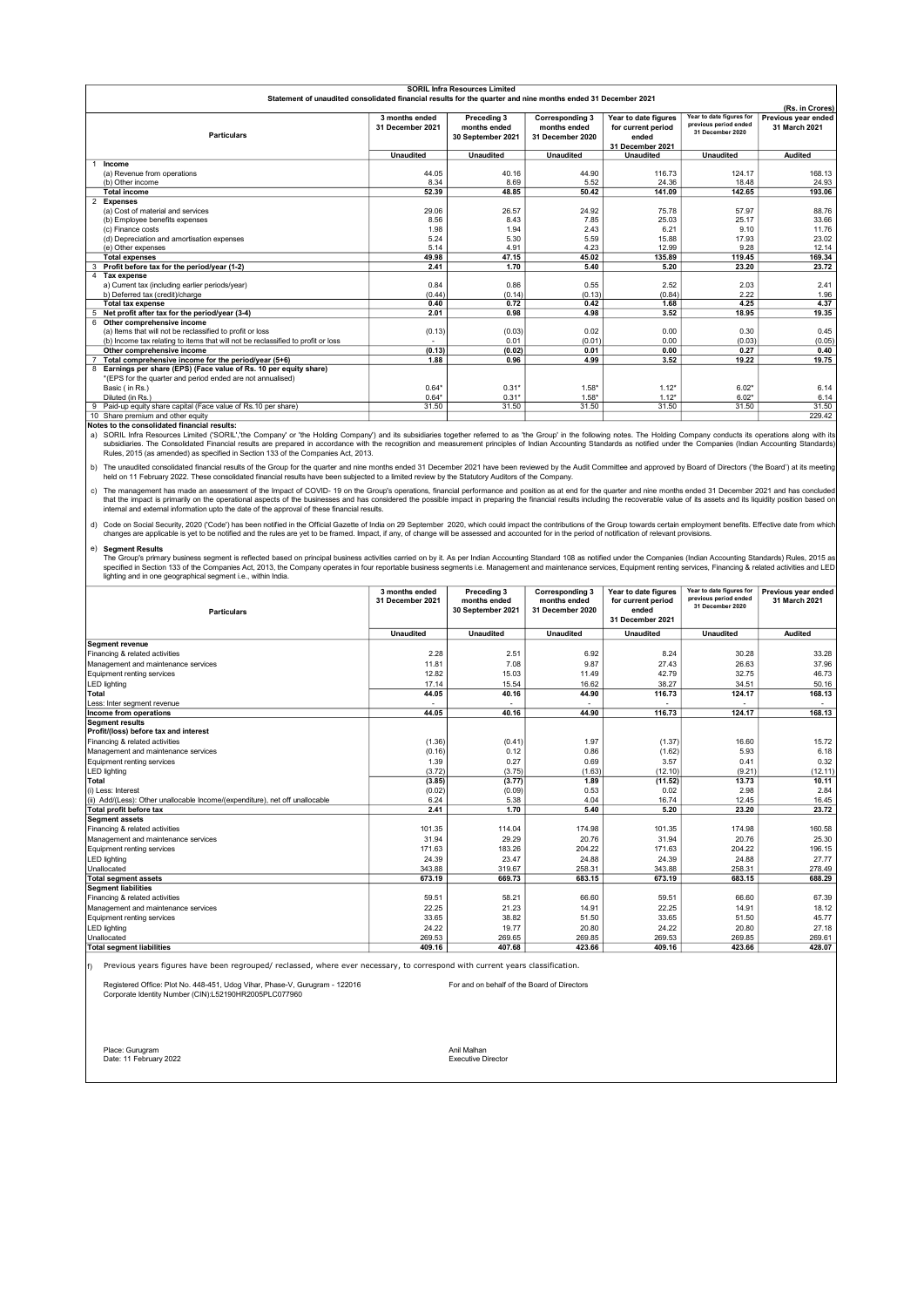**SORIL Infra Resources Limited**

**Statement of unaudited consolidated financial results for the quarter and nine months ended 31 December 2021**

(Rs. in Crores)

| Particulars | 3 months ended 31 December 2021 | Preceding 3 months ended 30 September 2021 | Corresponding 3 months ended 31 December 2020 | Year to date figures for current period ended 31 December 2021 | Year to date figures for previous period ended 31 December 2020 | Previous year ended 31 March 2021 |
|---|---|---|---|---|---|---|
| | Unaudited | Unaudited | Unaudited | Unaudited | Unaudited | Audited |
| **1 Income** | | | | | | |
| (a) Revenue from operations | 44.05 | 40.16 | 44.90 | 116.73 | 124.17 | 168.13 |
| (b) Other income | 8.34 | 8.69 | 5.52 | 24.36 | 18.48 | 24.93 |
| **Total income** | **52.39** | **48.85** | **50.42** | **141.09** | **142.65** | **193.06** |
| **2 Expenses** | | | | | | |
| (a) Cost of material and services | 29.06 | 26.57 | 24.92 | 75.78 | 57.97 | 88.76 |
| (b) Employee benefits expenses | 8.56 | 8.43 | 7.85 | 25.03 | 25.17 | 33.66 |
| (c) Finance costs | 1.98 | 1.94 | 2.43 | 6.21 | 9.10 | 11.76 |
| (d) Depreciation and amortisation expenses | 5.24 | 5.30 | 5.59 | 15.88 | 17.93 | 23.02 |
| (e) Other expenses | 5.14 | 4.91 | 4.23 | 12.99 | 9.28 | 12.14 |
| **Total expenses** | **49.98** | **47.15** | **45.02** | **135.89** | **119.45** | **169.34** |
| **3 Profit before tax for the period/year (1-2)** | **2.41** | **1.70** | **5.40** | **5.20** | **23.20** | **23.72** |
| **4 Tax expense** | | | | | | |
| a) Current tax (including earlier periods/year) | 0.84 | 0.86 | 0.55 | 2.52 | 2.03 | 2.41 |
| b) Deferred tax (credit)/charge | (0.44) | (0.14) | (0.13) | (0.84) | 2.22 | 1.96 |
| **Total tax expense** | **0.40** | **0.72** | **0.42** | **1.68** | **4.25** | **4.37** |
| **5 Net profit after tax for the period/year (3-4)** | **2.01** | **0.98** | **4.98** | **3.52** | **18.95** | **19.35** |
| **6 Other comprehensive income** | | | | | | |
| (a) Items that will not be reclassified to profit or loss | (0.13) | (0.03) | 0.02 | 0.00 | 0.30 | 0.45 |
| (b) Income tax relating to items that will not be reclassified to profit or loss | - | 0.01 | (0.01) | 0.00 | (0.03) | (0.05) |
| **Other comprehensive income** | **(0.13)** | **(0.02)** | **0.01** | **0.00** | **0.27** | **0.40** |
| **7 Total comprehensive income for the period/year (5+6)** | **1.88** | **0.96** | **4.99** | **3.52** | **19.22** | **19.75** |
| **8 Earnings per share (EPS) (Face value of Rs. 10 per equity share)** | | | | | | |
| *(EPS for the quarter and period ended are not annualised) | | | | | | |
| Basic ( in Rs.) | 0.64* | 0.31* | 1.58* | 1.12* | 6.02* | 6.14 |
| Diluted (in Rs.) | 0.64* | 0.31* | 1.58* | 1.12* | 6.02* | 6.14 |
| 9 Paid-up equity share capital (Face value of Rs.10 per share) | 31.50 | 31.50 | 31.50 | 31.50 | 31.50 | 31.50 |
| 10 Share premium and other equity | | | | | | 229.42 |

**Notes to the consolidated financial results:**

a) SORIL Infra Resources Limited ('SORIL','the Company' or 'the Holding Company') and its subsidiaries together referred to as 'the Group' in the following notes. The Holding Company conducts its operations along with its subsidiaries. The Consolidated Financial results are prepared in accordance with the recognition and measurement principles of Indian Accounting Standards as notified under the Companies (Indian Accounting Standards) Rules, 2015 (as amended) as specified in Section 133 of the Companies Act, 2013.

b) The unaudited consolidated financial results of the Group for the quarter and nine months ended 31 December 2021 have been reviewed by the Audit Committee and approved by Board of Directors ('the Board') at its meeting held on 11 February 2022. These consolidated financial results have been subjected to a limited review by the Statutory Auditors of the Company.

c) The management has made an assessment of the Impact of COVID- 19 on the Group's operations, financial performance and position as at end for the quarter and nine months ended 31 December 2021 and has concluded that the impact is primarily on the operational aspects of the businesses and has considered the possible impact in preparing the financial results including the recoverable value of its assets and its liquidity position based on internal and external information upto the date of the approval of these financial results.

d) Code on Social Security, 2020 ('Code') has been notified in the Official Gazette of India on 29 September 2020, which could impact the contributions of the Group towards certain employment benefits. Effective date from which changes are applicable is yet to be notified and the rules are yet to be framed. Impact, if any, of change will be assessed and accounted for in the period of notification of relevant provisions.

e) **Segment Results**
The Group's primary business segment is reflected based on principal business activities carried on by it. As per Indian Accounting Standard 108 as notified under the Companies (Indian Accounting Standards) Rules, 2015 as specified in Section 133 of the Companies Act, 2013, the Company operates in four reportable business segments i.e. Management and maintenance services, Equipment renting services, Financing & related activities and LED lighting and in one geographical segment i.e., within India.

| Particulars | 3 months ended 31 December 2021 | Preceding 3 months ended 30 September 2021 | Corresponding 3 months ended 31 December 2020 | Year to date figures for current period ended 31 December 2021 | Year to date figures for previous period ended 31 December 2020 | Previous year ended 31 March 2021 |
|---|---|---|---|---|---|---|
| | Unaudited | Unaudited | Unaudited | Unaudited | Unaudited | Audited |
| **Segment revenue** | | | | | | |
| Financing & related activities | 2.28 | 2.51 | 6.92 | 8.24 | 30.28 | 33.28 |
| Management and maintenance services | 11.81 | 7.08 | 9.87 | 27.43 | 26.63 | 37.96 |
| Equipment renting services | 12.82 | 15.03 | 11.49 | 42.79 | 32.75 | 46.73 |
| LED lighting | 17.14 | 15.54 | 16.62 | 38.27 | 34.51 | 50.16 |
| **Total** | **44.05** | **40.16** | **44.90** | **116.73** | **124.17** | **168.13** |
| Less: Inter segment revenue | - | - | - | - | - | - |
| **Income from operations** | **44.05** | **40.16** | **44.90** | **116.73** | **124.17** | **168.13** |
| **Segment results** | | | | | | |
| **Profit/(loss) before tax and interest** | | | | | | |
| Financing & related activities | (1.36) | (0.41) | 1.97 | (1.37) | 16.60 | 15.72 |
| Management and maintenance services | (0.16) | 0.12 | 0.86 | (1.62) | 5.93 | 6.18 |
| Equipment renting services | 1.39 | 0.27 | 0.69 | 3.57 | 0.41 | 0.32 |
| LED lighting | (3.72) | (3.75) | (1.63) | (12.10) | (9.21) | (12.11) |
| **Total** | **(3.85)** | **(3.77)** | **1.89** | **(11.52)** | **13.73** | **10.11** |
| (i) Less: Interest | (0.02) | (0.09) | 0.53 | 0.02 | 2.98 | 2.84 |
| (ii) Add/(Less): Other unallocable Income/(expenditure), net off unallocable | 6.24 | 5.38 | 4.04 | 16.74 | 12.45 | 16.45 |
| **Total profit before tax** | **2.41** | **1.70** | **5.40** | **5.20** | **23.20** | **23.72** |
| **Segment assets** | | | | | | |
| Financing & related activities | 101.35 | 114.04 | 174.98 | 101.35 | 174.98 | 160.58 |
| Management and maintenance services | 31.94 | 29.29 | 20.76 | 31.94 | 20.76 | 25.30 |
| Equipment renting services | 171.63 | 183.26 | 204.22 | 171.63 | 204.22 | 196.15 |
| LED lighting | 24.39 | 23.47 | 24.88 | 24.39 | 24.88 | 27.77 |
| Unallocated | 343.88 | 319.67 | 258.31 | 343.88 | 258.31 | 278.49 |
| **Total segment assets** | **673.19** | **669.73** | **683.15** | **673.19** | **683.15** | **688.29** |
| **Segment liabilities** | | | | | | |
| Financing & related activities | 59.51 | 58.21 | 66.60 | 59.51 | 66.60 | 67.39 |
| Management and maintenance services | 22.25 | 21.23 | 14.91 | 22.25 | 14.91 | 18.12 |
| Equipment renting services | 33.65 | 38.82 | 51.50 | 33.65 | 51.50 | 45.77 |
| LED lighting | 24.22 | 19.77 | 20.80 | 24.22 | 20.80 | 27.18 |
| Unallocated | 269.53 | 269.65 | 269.85 | 269.53 | 269.85 | 269.61 |
| **Total segment liabilities** | **409.16** | **407.68** | **423.66** | **409.16** | **423.66** | **428.07** |

f) Previous years figures have been regrouped/ reclassed, where ever necessary, to correspond with current years classification.

Registered Office: Plot No. 448-451, Udog Vihar, Phase-V, Gurugram - 122016
Corporate Identity Number (CIN):L52190HR2005PLC077960

For and on behalf of the Board of Directors

Place: Gurugram
Date: 11 February 2022

Anil Malhan
Executive Director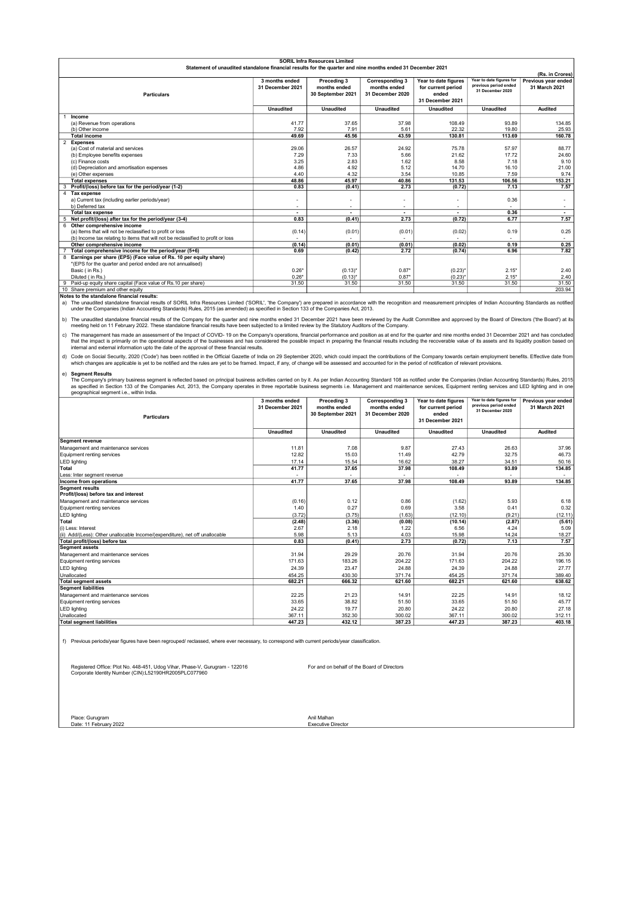**SORIL Infra Resources Limited**

**Statement of unaudited standalone financial results for the quarter and nine months ended 31 December 2021**

(Rs. in Crores)

| Particulars | 3 months ended 31 December 2021 | Preceding 3 months ended 30 September 2021 | Corresponding 3 months ended 31 December 2020 | Year to date figures for current period ended 31 December 2021 | Year to date figures for previous period ended 31 December 2020 | Previous year ended 31 March 2021 |
|---|---|---|---|---|---|---|
| | Unaudited | Unaudited | Unaudited | Unaudited | Unaudited | Audited |
| **1 Income** | | | | | | |
| (a) Revenue from operations | 41.77 | 37.65 | 37.98 | 108.49 | 93.89 | 134.85 |
| (b) Other income | 7.92 | 7.91 | 5.61 | 22.32 | 19.80 | 25.93 |
| **Total income** | **49.69** | **45.56** | **43.59** | **130.81** | **113.69** | **160.78** |
| **2 Expenses** | | | | | | |
| (a) Cost of material and services | 29.06 | 26.57 | 24.92 | 75.78 | 57.97 | 88.77 |
| (b) Employee benefits expenses | 7.29 | 7.33 | 5.66 | 21.62 | 17.72 | 24.60 |
| (c) Finance costs | 3.25 | 2.83 | 1.62 | 8.58 | 7.18 | 9.10 |
| (d) Depreciation and amortisation expenses | 4.86 | 4.92 | 5.12 | 14.70 | 16.10 | 21.00 |
| (e) Other expenses | 4.40 | 4.32 | 3.54 | 10.85 | 7.59 | 9.74 |
| **Total expenses** | **48.86** | **45.97** | **40.86** | **131.53** | **106.56** | **153.21** |
| **3 Profit/(loss) before tax for the period/year (1-2)** | **0.83** | **(0.41)** | **2.73** | **(0.72)** | **7.13** | **7.57** |
| **4 Tax expense** | | | | | | |
| a) Current tax (including earlier periods/year) | - | - | - | - | 0.36 | - |
| b) Deferred tax | - | - | - | - | - | - |
| **Total tax expense** | **-** | **-** | **-** | **-** | **0.36** | **-** |
| **5 Net profit/(loss) after tax for the period/year (3-4)** | **0.83** | **(0.41)** | **2.73** | **(0.72)** | **6.77** | **7.57** |
| **6 Other comprehensive income** | | | | | | |
| (a) Items that will not be reclassified to profit or loss | (0.14) | (0.01) | (0.01) | (0.02) | 0.19 | 0.25 |
| (b) Income tax relating to items that will not be reclassified to profit or loss | - | - | - | - | - | - |
| **Other comprehensive income** | **(0.14)** | **(0.01)** | **(0.01)** | **(0.02)** | **0.19** | **0.25** |
| **7 Total comprehensive income for the period/year (5+6)** | **0.69** | **(0.42)** | **2.72** | **(0.74)** | **6.96** | **7.82** |
| **8 Earnings per share (EPS) (Face value of Rs. 10 per equity share)** | | | | | | |
| *(EPS for the quarter and period ended are not annualised) | | | | | | |
| Basic ( in Rs.) | 0.26* | (0.13)* | 0.87* | (0.23)* | 2.15* | 2.40 |
| Diluted ( in Rs.) | 0.26* | (0.13)* | 0.87* | (0.23)* | 2.15* | 2.40 |
| **9 Paid-up equity share capital (Face value of Rs.10 per share)** | 31.50 | 31.50 | 31.50 | 31.50 | 31.50 | 31.50 |
| **10 Share premium and other equity** | | | | | | 203.94 |

**Notes to the standalone financial results:**

a) The unaudited standalone financial results of SORIL Infra Resources Limited ('SORIL', 'the Company') are prepared in accordance with the recognition and measurement principles of Indian Accounting Standards as notified under the Companies (Indian Accounting Standards) Rules, 2015 (as amended) as specified in Section 133 of the Companies Act, 2013.

b) The unaudited standalone financial results of the Company for the quarter and nine months ended 31 December 2021 have been reviewed by the Audit Committee and approved by the Board of Directors ('the Board') at its meeting held on 11 February 2022. These standalone financial results have been subjected to a limited review by the Statutory Auditors of the Company.

c) The management has made an assessment of the Impact of COVID- 19 on the Company's operations, financial performance and position as at end for the quarter and nine months ended 31 December 2021 and has concluded that the impact is primarily on the operational aspects of the businesses and has considered the possible impact in preparing the financial results including the recoverable value of its assets and its liquidity position based on internal and external information upto the date of the approval of these financial results.

d) Code on Social Security, 2020 ('Code') has been notified in the Official Gazette of India on 29 September 2020, which could impact the contributions of the Company towards certain employment benefits. Effective date from which changes are applicable is yet to be notified and the rules are yet to be framed. Impact, if any, of change will be assessed and accounted for in the period of notification of relevant provisions.

e) **Segment Results**
The Company's primary business segment is reflected based on principal business activities carried on by it. As per Indian Accounting Standard 108 as notified under the Companies (Indian Accounting Standards) Rules, 2015 as specified in Section 133 of the Companies Act, 2013, the Company operates in three reportable business segments i.e. Management and maintenance services, Equipment renting services and LED lighting and in one geographical segment i.e., within India.

| Particulars | 3 months ended 31 December 2021 | Preceding 3 months ended 30 September 2021 | Corresponding 3 months ended 31 December 2020 | Year to date figures for current period ended 31 December 2021 | Year to date figures for previous period ended 31 December 2020 | Previous year ended 31 March 2021 |
|---|---|---|---|---|---|---|
| | Unaudited | Unaudited | Unaudited | Unaudited | Unaudited | Audited |
| **Segment revenue** | | | | | | |
| Management and maintenance services | 11.81 | 7.08 | 9.87 | 27.43 | 26.63 | 37.96 |
| Equipment renting services | 12.82 | 15.03 | 11.49 | 42.79 | 32.75 | 46.73 |
| LED lighting | 17.14 | 15.54 | 16.62 | 38.27 | 34.51 | 50.16 |
| **Total** | **41.77** | **37.65** | **37.98** | **108.49** | **93.89** | **134.85** |
| Less: Inter segment revenue | - | - | - | - | - | - |
| **Income from operations** | **41.77** | **37.65** | **37.98** | **108.49** | **93.89** | **134.85** |
| **Segment results** | | | | | | |
| **Profit/(loss) before tax and interest** | | | | | | |
| Management and maintenance services | (0.16) | 0.12 | 0.86 | (1.62) | 5.93 | 6.18 |
| Equipment renting services | 1.40 | 0.27 | 0.69 | 3.58 | 0.41 | 0.32 |
| LED lighting | (3.72) | (3.75) | (1.63) | (12.10) | (9.21) | (12.11) |
| **Total** | **(2.48)** | **(3.36)** | **(0.08)** | **(10.14)** | **(2.87)** | **(5.61)** |
| (i) Less: Interest | 2.67 | 2.18 | 1.22 | 6.56 | 4.24 | 5.09 |
| (ii) Add/(Less): Other unallocable Income/(expenditure), net off unallocable | 5.98 | 5.13 | 4.03 | 15.98 | 14.24 | 18.27 |
| **Total profit/(loss) before tax** | **0.83** | **(0.41)** | **2.73** | **(0.72)** | **7.13** | **7.57** |
| **Segment assets** | | | | | | |
| Management and maintenance services | 31.94 | 29.29 | 20.76 | 31.94 | 20.76 | 25.30 |
| Equipment renting services | 171.63 | 183.26 | 204.22 | 171.63 | 204.22 | 196.15 |
| LED lighting | 24.39 | 23.47 | 24.88 | 24.39 | 24.88 | 27.77 |
| Unallocated | 454.25 | 430.30 | 371.74 | 454.25 | 371.74 | 389.40 |
| **Total segment assets** | **682.21** | **666.32** | **621.60** | **682.21** | **621.60** | **638.62** |
| **Segment liabilities** | | | | | | |
| Management and maintenance services | 22.25 | 21.23 | 14.91 | 22.25 | 14.91 | 18.12 |
| Equipment renting services | 33.65 | 38.82 | 51.50 | 33.65 | 51.50 | 45.77 |
| LED lighting | 24.22 | 19.77 | 20.80 | 24.22 | 20.80 | 27.18 |
| Unallocated | 367.11 | 352.30 | 300.02 | 367.11 | 300.02 | 312.11 |
| **Total segment liabilities** | **447.23** | **432.12** | **387.23** | **447.23** | **387.23** | **403.18** |

f) Previous periods/year figures have been regrouped/ reclassed, where ever necessary, to correspond with current periods/year classification.

Registered Office: Plot No. 448-451, Udog Vihar, Phase-V, Gurugram - 122016
Corporate Identity Number (CIN):L52190HR2005PLC077960

For and on behalf of the Board of Directors

Place: Gurugram
Date: 11 February 2022

Anil Malhan
Executive Director